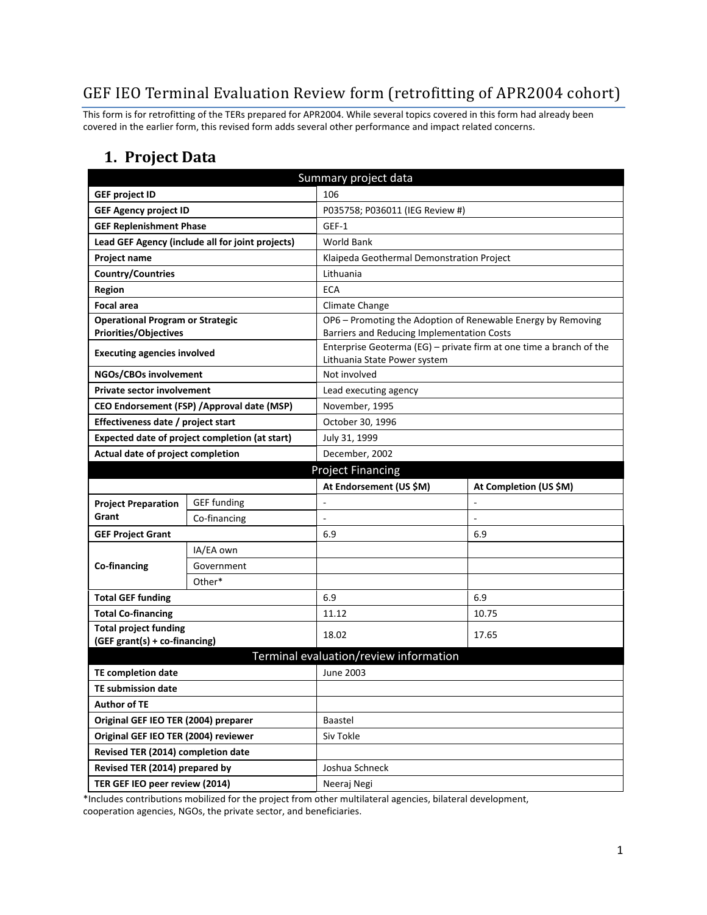# GEF IEO Terminal Evaluation Review form (retrofitting of APR2004 cohort)

This form is for retrofitting of the TERs prepared for APR2004. While several topics covered in this form had already been covered in the earlier form, this revised form adds several other performance and impact related concerns.

## 1. Project Data

| Summary project data | | | |
|---|---|---|---|
| **GEF project ID** | | 106 | |
| **GEF Agency project ID** | | P035758; P036011 (IEG Review #) | |
| **GEF Replenishment Phase** | | GEF-1 | |
| **Lead GEF Agency (include all for joint projects)** | | World Bank | |
| **Project name** | | Klaipeda Geothermal Demonstration Project | |
| **Country/Countries** | | Lithuania | |
| **Region** | | ECA | |
| **Focal area** | | Climate Change | |
| **Operational Program or Strategic Priorities/Objectives** | | OP6 – Promoting the Adoption of Renewable Energy by Removing Barriers and Reducing Implementation Costs | |
| **Executing agencies involved** | | Enterprise Geoterma (EG) – private firm at one time a branch of the Lithuania State Power system | |
| **NGOs/CBOs involvement** | | Not involved | |
| **Private sector involvement** | | Lead executing agency | |
| **CEO Endorsement (FSP) /Approval date (MSP)** | | November, 1995 | |
| **Effectiveness date / project start** | | October 30, 1996 | |
| **Expected date of project completion (at start)** | | July 31, 1999 | |
| **Actual date of project completion** | | December, 2002 | |
| **Project Financing** | | | |
| | | **At Endorsement (US $M)** | **At Completion (US $M)** |
| **Project Preparation Grant** | GEF funding | - | - |
| | Co-financing | - | - |
| **GEF Project Grant** | | 6.9 | 6.9 |
| **Co-financing** | IA/EA own | | |
| | Government | | |
| | Other* | | |
| **Total GEF funding** | | 6.9 | 6.9 |
| **Total Co-financing** | | 11.12 | 10.75 |
| **Total project funding (GEF grant(s) + co-financing)** | | 18.02 | 17.65 |
| **Terminal evaluation/review information** | | | |
| **TE completion date** | | June 2003 | |
| **TE submission date** | | | |
| **Author of TE** | | | |
| **Original GEF IEO TER (2004) preparer** | | Baastel | |
| **Original GEF IEO TER (2004) reviewer** | | Siv Tokle | |
| **Revised TER (2014) completion date** | | | |
| **Revised TER (2014) prepared by** | | Joshua Schneck | |
| **TER GEF IEO peer review (2014)** | | Neeraj Negi | |

*Includes contributions mobilized for the project from other multilateral agencies, bilateral development, cooperation agencies, NGOs, the private sector, and beneficiaries.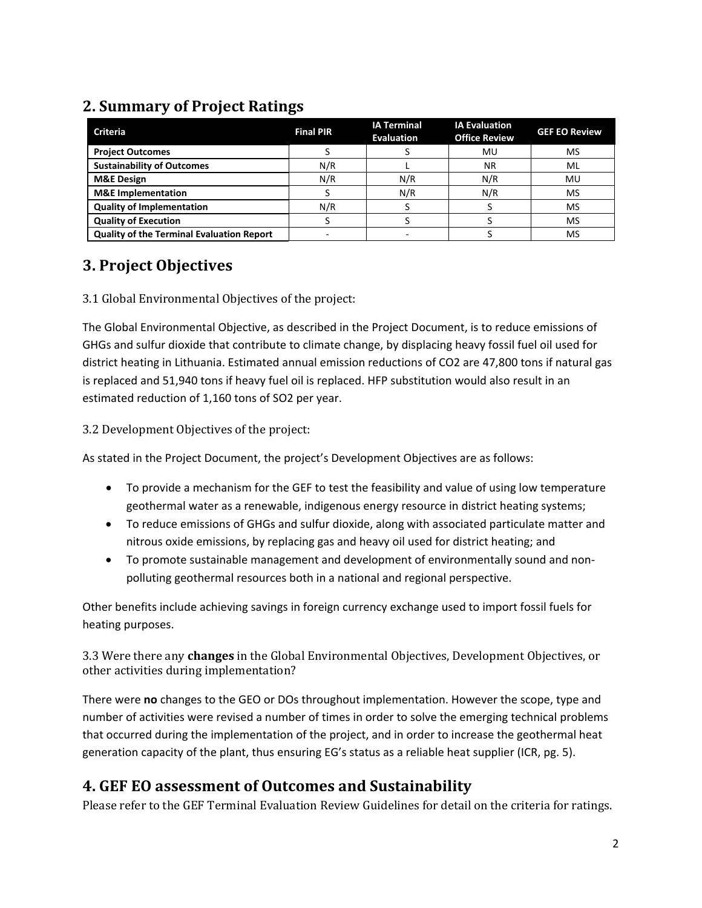## 2. Summary of Project Ratings

| Criteria | Final PIR | IA Terminal Evaluation | IA Evaluation Office Review | GEF EO Review |
|---|---|---|---|---|
| **Project Outcomes** | S | S | MU | MS |
| **Sustainability of Outcomes** | N/R | L | NR | ML |
| **M&E Design** | N/R | N/R | N/R | MU |
| **M&E Implementation** | S | N/R | N/R | MS |
| **Quality of Implementation** | N/R | S | S | MS |
| **Quality of Execution** | S | S | S | MS |
| **Quality of the Terminal Evaluation Report** | - | - | S | MS |

## 3. Project Objectives

### 3.1 Global Environmental Objectives of the project:

The Global Environmental Objective, as described in the Project Document, is to reduce emissions of GHGs and sulfur dioxide that contribute to climate change, by displacing heavy fossil fuel oil used for district heating in Lithuania. Estimated annual emission reductions of $CO_2$ are 47,800 tons if natural gas is replaced and 51,940 tons if heavy fuel oil is replaced. HFP substitution would also result in an estimated reduction of 1,160 tons of $SO_2$ per year.

### 3.2 Development Objectives of the project:

As stated in the Project Document, the project's Development Objectives are as follows:

- To provide a mechanism for the GEF to test the feasibility and value of using low temperature geothermal water as a renewable, indigenous energy resource in district heating systems;
- To reduce emissions of GHGs and sulfur dioxide, along with associated particulate matter and nitrous oxide emissions, by replacing gas and heavy oil used for district heating; and
- To promote sustainable management and development of environmentally sound and non-polluting geothermal resources both in a national and regional perspective.

Other benefits include achieving savings in foreign currency exchange used to import fossil fuels for heating purposes.

### 3.3 Were there any **changes** in the Global Environmental Objectives, Development Objectives, or other activities during implementation?

There were **no** changes to the GEO or DOs throughout implementation. However the scope, type and number of activities were revised a number of times in order to solve the emerging technical problems that occurred during the implementation of the project, and in order to increase the geothermal heat generation capacity of the plant, thus ensuring EG's status as a reliable heat supplier (ICR, pg. 5).

## 4. GEF EO assessment of Outcomes and Sustainability

Please refer to the GEF Terminal Evaluation Review Guidelines for detail on the criteria for ratings.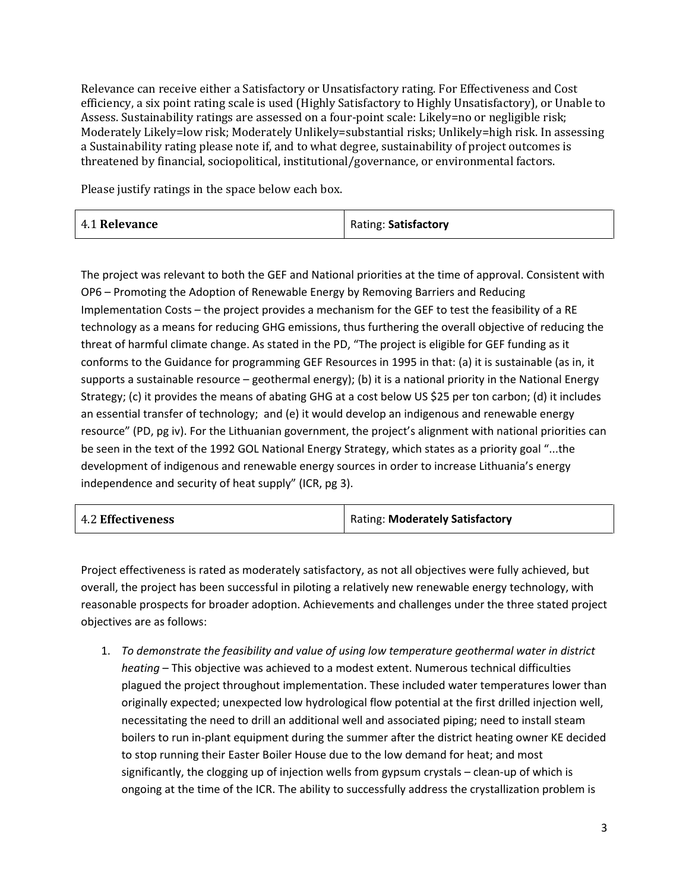Relevance can receive either a Satisfactory or Unsatisfactory rating. For Effectiveness and Cost efficiency, a six point rating scale is used (Highly Satisfactory to Highly Unsatisfactory), or Unable to Assess. Sustainability ratings are assessed on a four-point scale: Likely=no or negligible risk; Moderately Likely=low risk; Moderately Unlikely=substantial risks; Unlikely=high risk. In assessing a Sustainability rating please note if, and to what degree, sustainability of project outcomes is threatened by financial, sociopolitical, institutional/governance, or environmental factors.

Please justify ratings in the space below each box.

| 4.1 **Relevance** | Rating: **Satisfactory** |
|---|---|

The project was relevant to both the GEF and National priorities at the time of approval. Consistent with OP6 – Promoting the Adoption of Renewable Energy by Removing Barriers and Reducing Implementation Costs – the project provides a mechanism for the GEF to test the feasibility of a RE technology as a means for reducing GHG emissions, thus furthering the overall objective of reducing the threat of harmful climate change. As stated in the PD, "The project is eligible for GEF funding as it conforms to the Guidance for programming GEF Resources in 1995 in that: (a) it is sustainable (as in, it supports a sustainable resource – geothermal energy); (b) it is a national priority in the National Energy Strategy; (c) it provides the means of abating GHG at a cost below US $25 per ton carbon; (d) it includes an essential transfer of technology; and (e) it would develop an indigenous and renewable energy resource" (PD, pg iv). For the Lithuanian government, the project's alignment with national priorities can be seen in the text of the 1992 GOL National Energy Strategy, which states as a priority goal "...the development of indigenous and renewable energy sources in order to increase Lithuania's energy independence and security of heat supply" (ICR, pg 3).

| 4.2 **Effectiveness** | Rating: **Moderately Satisfactory** |
|---|---|

Project effectiveness is rated as moderately satisfactory, as not all objectives were fully achieved, but overall, the project has been successful in piloting a relatively new renewable energy technology, with reasonable prospects for broader adoption. Achievements and challenges under the three stated project objectives are as follows:

1. *To demonstrate the feasibility and value of using low temperature geothermal water in district heating* – This objective was achieved to a modest extent. Numerous technical difficulties plagued the project throughout implementation. These included water temperatures lower than originally expected; unexpected low hydrological flow potential at the first drilled injection well, necessitating the need to drill an additional well and associated piping; need to install steam boilers to run in-plant equipment during the summer after the district heating owner KE decided to stop running their Easter Boiler House due to the low demand for heat; and most significantly, the clogging up of injection wells from gypsum crystals – clean-up of which is ongoing at the time of the ICR. The ability to successfully address the crystallization problem is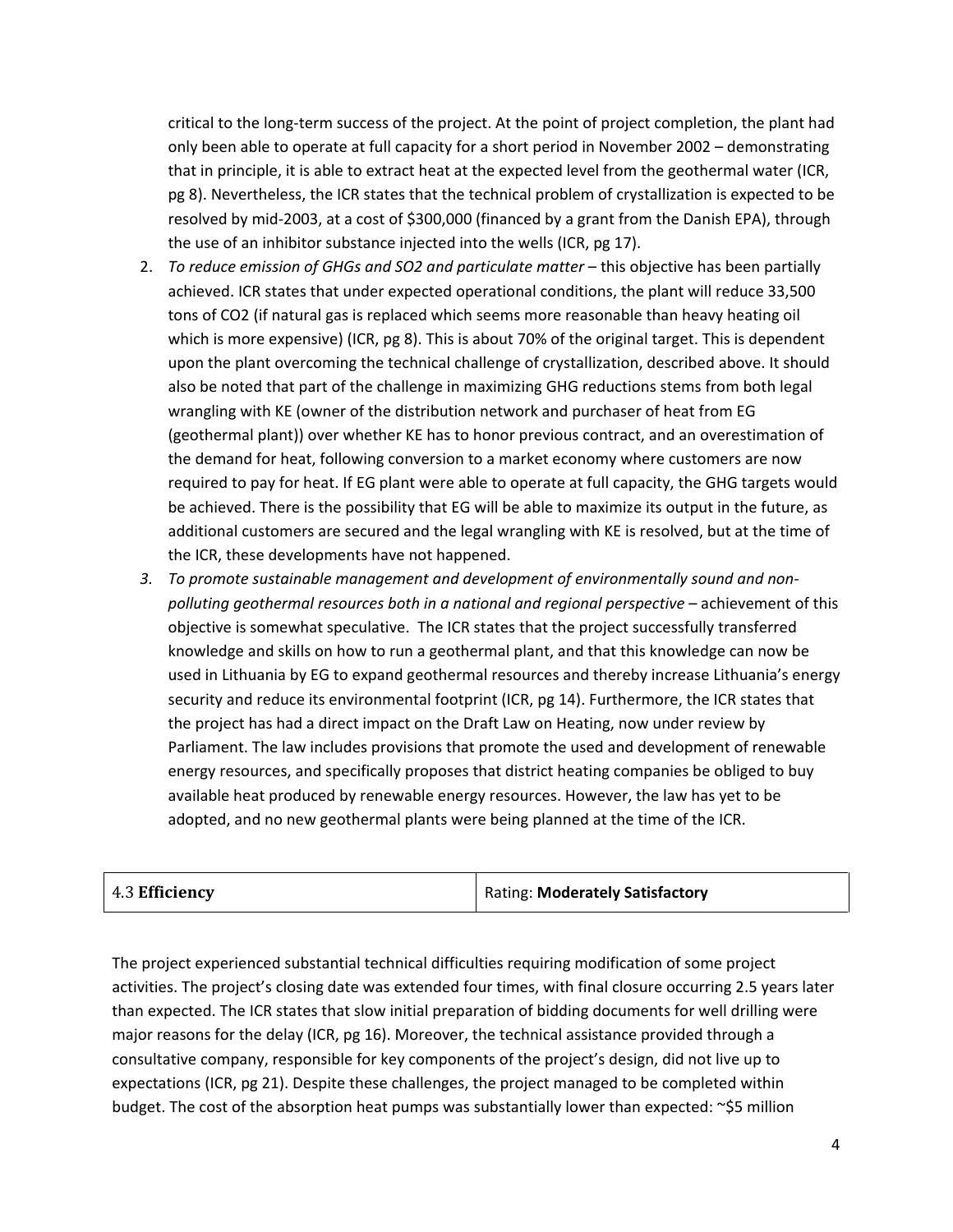critical to the long-term success of the project. At the point of project completion, the plant had only been able to operate at full capacity for a short period in November 2002 – demonstrating that in principle, it is able to extract heat at the expected level from the geothermal water (ICR, pg 8). Nevertheless, the ICR states that the technical problem of crystallization is expected to be resolved by mid-2003, at a cost of $300,000 (financed by a grant from the Danish EPA), through the use of an inhibitor substance injected into the wells (ICR, pg 17).

2. *To reduce emission of GHGs and SO2 and particulate matter* – this objective has been partially achieved. ICR states that under expected operational conditions, the plant will reduce 33,500 tons of $CO_2$ (if natural gas is replaced which seems more reasonable than heavy heating oil which is more expensive) (ICR, pg 8). This is about 70% of the original target. This is dependent upon the plant overcoming the technical challenge of crystallization, described above. It should also be noted that part of the challenge in maximizing GHG reductions stems from both legal wrangling with KE (owner of the distribution network and purchaser of heat from EG (geothermal plant)) over whether KE has to honor previous contract, and an overestimation of the demand for heat, following conversion to a market economy where customers are now required to pay for heat. If EG plant were able to operate at full capacity, the GHG targets would be achieved. There is the possibility that EG will be able to maximize its output in the future, as additional customers are secured and the legal wrangling with KE is resolved, but at the time of the ICR, these developments have not happened.
3. *To promote sustainable management and development of environmentally sound and non-polluting geothermal resources both in a national and regional perspective* – achievement of this objective is somewhat speculative. The ICR states that the project successfully transferred knowledge and skills on how to run a geothermal plant, and that this knowledge can now be used in Lithuania by EG to expand geothermal resources and thereby increase Lithuania's energy security and reduce its environmental footprint (ICR, pg 14). Furthermore, the ICR states that the project has had a direct impact on the Draft Law on Heating, now under review by Parliament. The law includes provisions that promote the used and development of renewable energy resources, and specifically proposes that district heating companies be obliged to buy available heat produced by renewable energy resources. However, the law has yet to be adopted, and no new geothermal plants were being planned at the time of the ICR.

| 4.3 **Efficiency** | Rating: **Moderately Satisfactory** |
|---|---|

The project experienced substantial technical difficulties requiring modification of some project activities. The project's closing date was extended four times, with final closure occurring 2.5 years later than expected. The ICR states that slow initial preparation of bidding documents for well drilling were major reasons for the delay (ICR, pg 16). Moreover, the technical assistance provided through a consultative company, responsible for key components of the project's design, did not live up to expectations (ICR, pg 21). Despite these challenges, the project managed to be completed within budget. The cost of the absorption heat pumps was substantially lower than expected: ~$5 million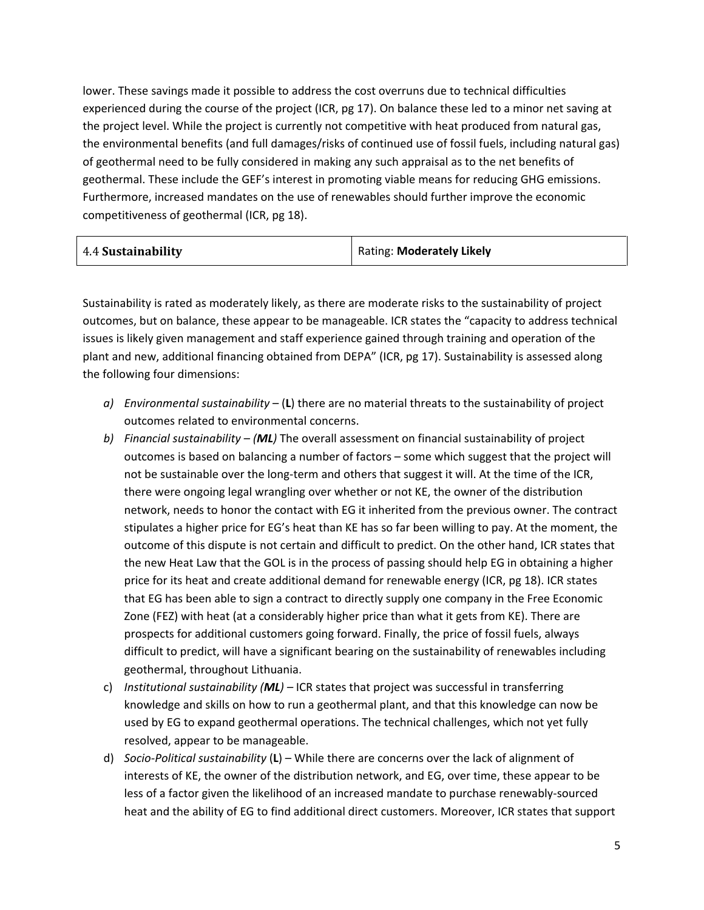lower. These savings made it possible to address the cost overruns due to technical difficulties experienced during the course of the project (ICR, pg 17). On balance these led to a minor net saving at the project level. While the project is currently not competitive with heat produced from natural gas, the environmental benefits (and full damages/risks of continued use of fossil fuels, including natural gas) of geothermal need to be fully considered in making any such appraisal as to the net benefits of geothermal. These include the GEF's interest in promoting viable means for reducing GHG emissions. Furthermore, increased mandates on the use of renewables should further improve the economic competitiveness of geothermal (ICR, pg 18).

| 4.4 **Sustainability** | Rating: **Moderately Likely** |
|---|---|

Sustainability is rated as moderately likely, as there are moderate risks to the sustainability of project outcomes, but on balance, these appear to be manageable. ICR states the "capacity to address technical issues is likely given management and staff experience gained through training and operation of the plant and new, additional financing obtained from DEPA" (ICR, pg 17). Sustainability is assessed along the following four dimensions:

*a) Environmental sustainability* – (**L**) there are no material threats to the sustainability of project outcomes related to environmental concerns.

*b) Financial sustainability – (**ML**)* The overall assessment on financial sustainability of project outcomes is based on balancing a number of factors – some which suggest that the project will not be sustainable over the long-term and others that suggest it will. At the time of the ICR, there were ongoing legal wrangling over whether or not KE, the owner of the distribution network, needs to honor the contact with EG it inherited from the previous owner. The contract stipulates a higher price for EG's heat than KE has so far been willing to pay. At the moment, the outcome of this dispute is not certain and difficult to predict. On the other hand, ICR states that the new Heat Law that the GOL is in the process of passing should help EG in obtaining a higher price for its heat and create additional demand for renewable energy (ICR, pg 18). ICR states that EG has been able to sign a contract to directly supply one company in the Free Economic Zone (FEZ) with heat (at a considerably higher price than what it gets from KE). There are prospects for additional customers going forward. Finally, the price of fossil fuels, always difficult to predict, will have a significant bearing on the sustainability of renewables including geothermal, throughout Lithuania.

c) *Institutional sustainability (**ML**)* – ICR states that project was successful in transferring knowledge and skills on how to run a geothermal plant, and that this knowledge can now be used by EG to expand geothermal operations. The technical challenges, which not yet fully resolved, appear to be manageable.

d) *Socio-Political sustainability* (**L**) – While there are concerns over the lack of alignment of interests of KE, the owner of the distribution network, and EG, over time, these appear to be less of a factor given the likelihood of an increased mandate to purchase renewably-sourced heat and the ability of EG to find additional direct customers. Moreover, ICR states that support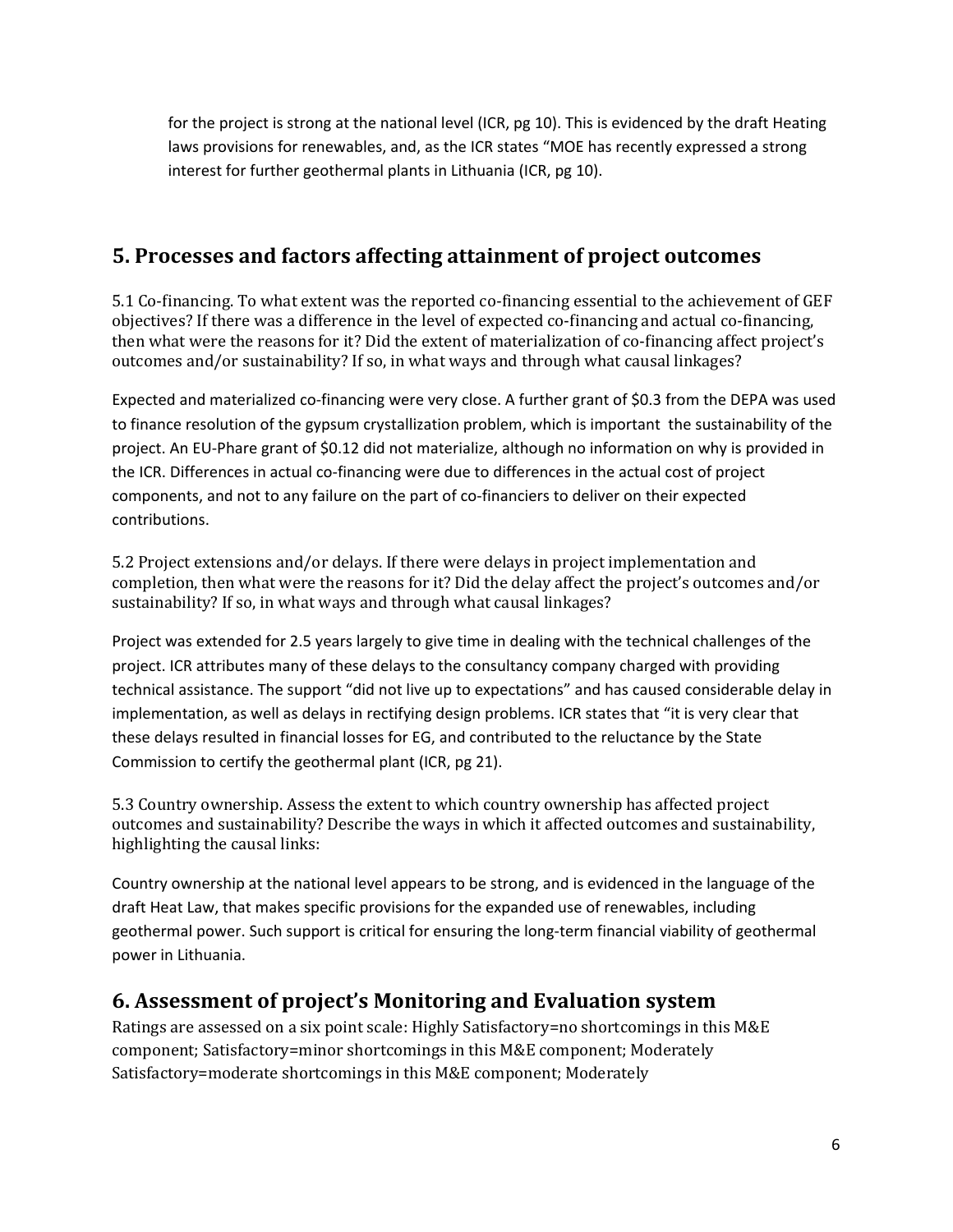for the project is strong at the national level (ICR, pg 10). This is evidenced by the draft Heating laws provisions for renewables, and, as the ICR states "MOE has recently expressed a strong interest for further geothermal plants in Lithuania (ICR, pg 10).

## 5. Processes and factors affecting attainment of project outcomes

5.1 Co-financing. To what extent was the reported co-financing essential to the achievement of GEF objectives? If there was a difference in the level of expected co-financing and actual co-financing, then what were the reasons for it? Did the extent of materialization of co-financing affect project's outcomes and/or sustainability? If so, in what ways and through what causal linkages?

Expected and materialized co-financing were very close. A further grant of $0.3 from the DEPA was used to finance resolution of the gypsum crystallization problem, which is important the sustainability of the project. An EU-Phare grant of $0.12 did not materialize, although no information on why is provided in the ICR. Differences in actual co-financing were due to differences in the actual cost of project components, and not to any failure on the part of co-financiers to deliver on their expected contributions.

5.2 Project extensions and/or delays. If there were delays in project implementation and completion, then what were the reasons for it? Did the delay affect the project's outcomes and/or sustainability? If so, in what ways and through what causal linkages?

Project was extended for 2.5 years largely to give time in dealing with the technical challenges of the project. ICR attributes many of these delays to the consultancy company charged with providing technical assistance. The support "did not live up to expectations" and has caused considerable delay in implementation, as well as delays in rectifying design problems. ICR states that "it is very clear that these delays resulted in financial losses for EG, and contributed to the reluctance by the State Commission to certify the geothermal plant (ICR, pg 21).

5.3 Country ownership. Assess the extent to which country ownership has affected project outcomes and sustainability? Describe the ways in which it affected outcomes and sustainability, highlighting the causal links:

Country ownership at the national level appears to be strong, and is evidenced in the language of the draft Heat Law, that makes specific provisions for the expanded use of renewables, including geothermal power. Such support is critical for ensuring the long-term financial viability of geothermal power in Lithuania.

## 6. Assessment of project's Monitoring and Evaluation system

Ratings are assessed on a six point scale: Highly Satisfactory=no shortcomings in this M&E component; Satisfactory=minor shortcomings in this M&E component; Moderately Satisfactory=moderate shortcomings in this M&E component; Moderately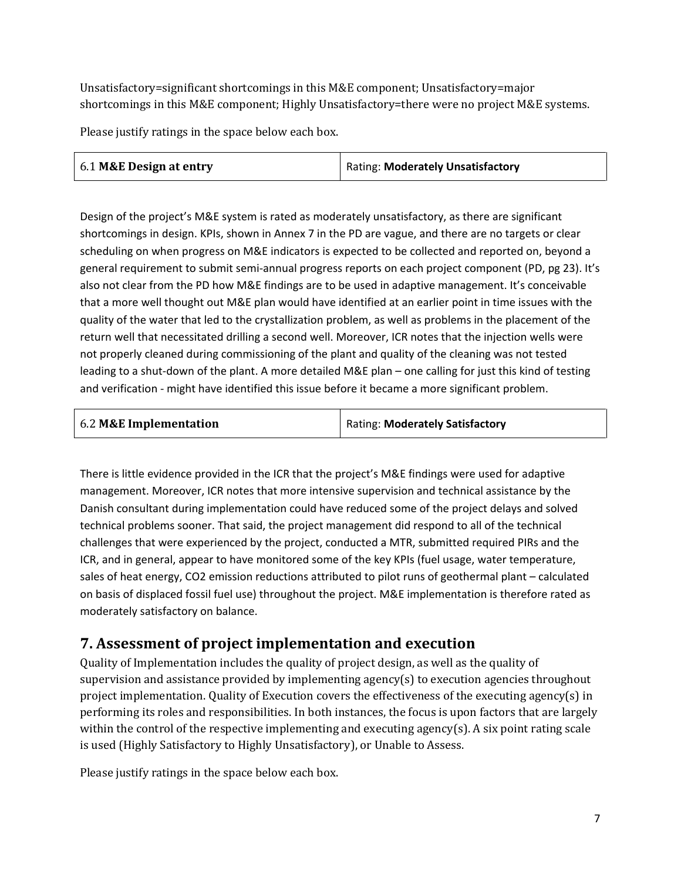Unsatisfactory=significant shortcomings in this M&E component; Unsatisfactory=major shortcomings in this M&E component; Highly Unsatisfactory=there were no project M&E systems.

Please justify ratings in the space below each box.

| 6.1 **M&E Design at entry** | Rating: **Moderately Unsatisfactory** |
|---|---|

Design of the project's M&E system is rated as moderately unsatisfactory, as there are significant shortcomings in design. KPIs, shown in Annex 7 in the PD are vague, and there are no targets or clear scheduling on when progress on M&E indicators is expected to be collected and reported on, beyond a general requirement to submit semi-annual progress reports on each project component (PD, pg 23). It's also not clear from the PD how M&E findings are to be used in adaptive management. It's conceivable that a more well thought out M&E plan would have identified at an earlier point in time issues with the quality of the water that led to the crystallization problem, as well as problems in the placement of the return well that necessitated drilling a second well. Moreover, ICR notes that the injection wells were not properly cleaned during commissioning of the plant and quality of the cleaning was not tested leading to a shut-down of the plant. A more detailed M&E plan – one calling for just this kind of testing and verification - might have identified this issue before it became a more significant problem.

| 6.2 **M&E Implementation** | Rating: **Moderately Satisfactory** |
|---|---|

There is little evidence provided in the ICR that the project's M&E findings were used for adaptive management. Moreover, ICR notes that more intensive supervision and technical assistance by the Danish consultant during implementation could have reduced some of the project delays and solved technical problems sooner. That said, the project management did respond to all of the technical challenges that were experienced by the project, conducted a MTR, submitted required PIRs and the ICR, and in general, appear to have monitored some of the key KPIs (fuel usage, water temperature, sales of heat energy, $CO_2$ emission reductions attributed to pilot runs of geothermal plant – calculated on basis of displaced fossil fuel use) throughout the project. M&E implementation is therefore rated as moderately satisfactory on balance.

## 7. Assessment of project implementation and execution

Quality of Implementation includes the quality of project design, as well as the quality of supervision and assistance provided by implementing agency(s) to execution agencies throughout project implementation. Quality of Execution covers the effectiveness of the executing agency(s) in performing its roles and responsibilities. In both instances, the focus is upon factors that are largely within the control of the respective implementing and executing agency(s). A six point rating scale is used (Highly Satisfactory to Highly Unsatisfactory), or Unable to Assess.

Please justify ratings in the space below each box.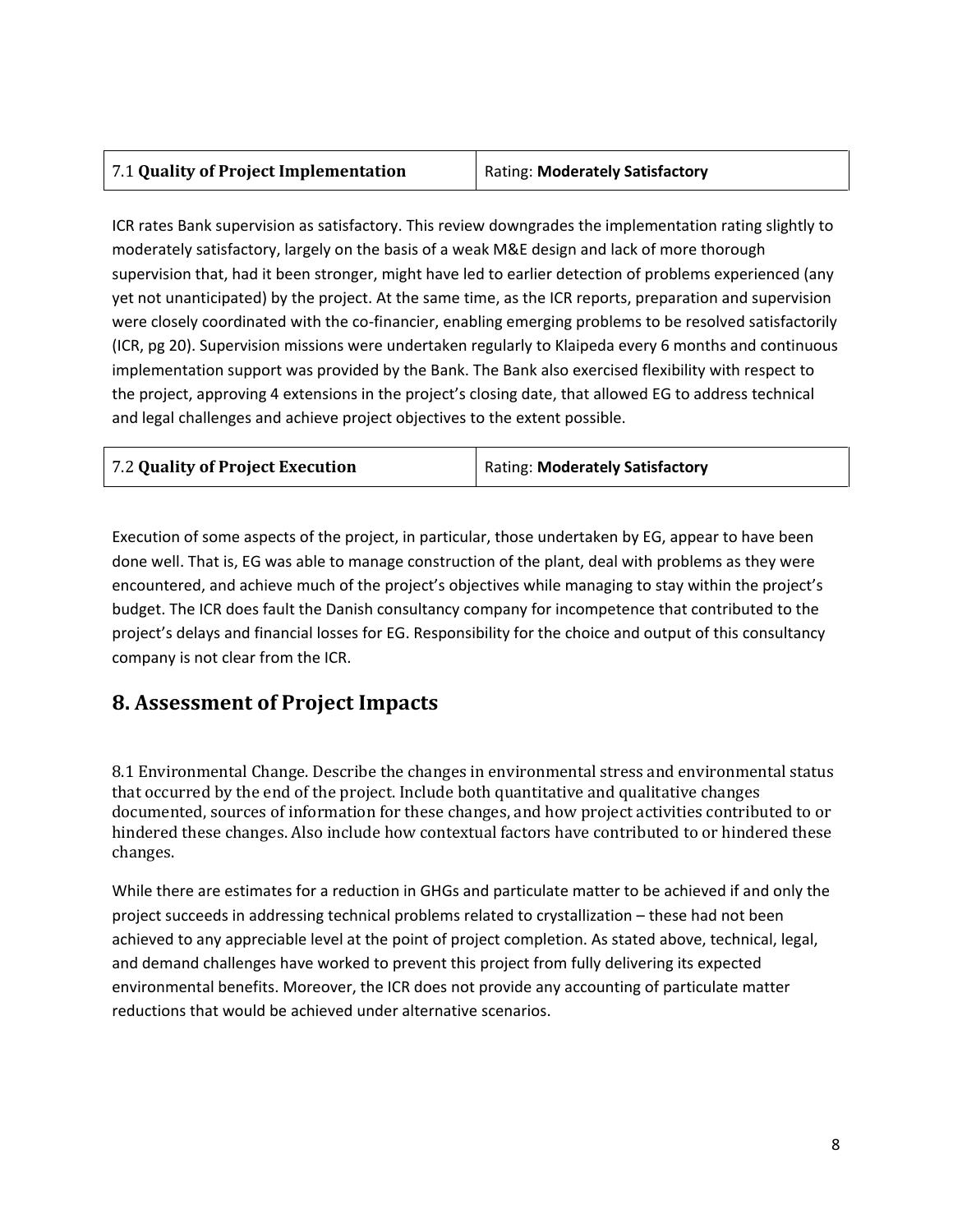| 7.1 **Quality of Project Implementation** | Rating: **Moderately Satisfactory** |
|---|---|

ICR rates Bank supervision as satisfactory. This review downgrades the implementation rating slightly to moderately satisfactory, largely on the basis of a weak M&E design and lack of more thorough supervision that, had it been stronger, might have led to earlier detection of problems experienced (any yet not unanticipated) by the project. At the same time, as the ICR reports, preparation and supervision were closely coordinated with the co-financier, enabling emerging problems to be resolved satisfactorily (ICR, pg 20). Supervision missions were undertaken regularly to Klaipeda every 6 months and continuous implementation support was provided by the Bank. The Bank also exercised flexibility with respect to the project, approving 4 extensions in the project's closing date, that allowed EG to address technical and legal challenges and achieve project objectives to the extent possible.

| 7.2 **Quality of Project Execution** | Rating: **Moderately Satisfactory** |
|---|---|

Execution of some aspects of the project, in particular, those undertaken by EG, appear to have been done well. That is, EG was able to manage construction of the plant, deal with problems as they were encountered, and achieve much of the project's objectives while managing to stay within the project's budget. The ICR does fault the Danish consultancy company for incompetence that contributed to the project's delays and financial losses for EG. Responsibility for the choice and output of this consultancy company is not clear from the ICR.

## 8. Assessment of Project Impacts

8.1 Environmental Change. Describe the changes in environmental stress and environmental status that occurred by the end of the project. Include both quantitative and qualitative changes documented, sources of information for these changes, and how project activities contributed to or hindered these changes. Also include how contextual factors have contributed to or hindered these changes.

While there are estimates for a reduction in GHGs and particulate matter to be achieved if and only the project succeeds in addressing technical problems related to crystallization – these had not been achieved to any appreciable level at the point of project completion. As stated above, technical, legal, and demand challenges have worked to prevent this project from fully delivering its expected environmental benefits. Moreover, the ICR does not provide any accounting of particulate matter reductions that would be achieved under alternative scenarios.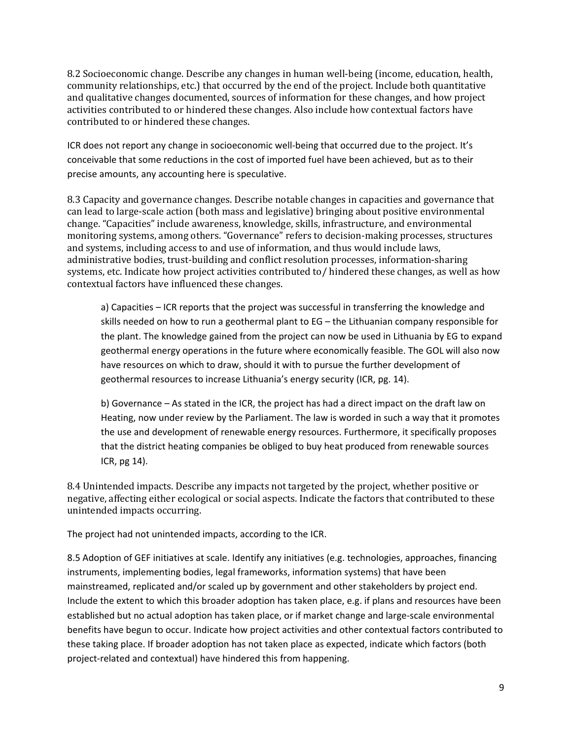8.2 Socioeconomic change. Describe any changes in human well-being (income, education, health, community relationships, etc.) that occurred by the end of the project. Include both quantitative and qualitative changes documented, sources of information for these changes, and how project activities contributed to or hindered these changes. Also include how contextual factors have contributed to or hindered these changes.

ICR does not report any change in socioeconomic well-being that occurred due to the project. It's conceivable that some reductions in the cost of imported fuel have been achieved, but as to their precise amounts, any accounting here is speculative.

8.3 Capacity and governance changes. Describe notable changes in capacities and governance that can lead to large-scale action (both mass and legislative) bringing about positive environmental change. "Capacities" include awareness, knowledge, skills, infrastructure, and environmental monitoring systems, among others. "Governance" refers to decision-making processes, structures and systems, including access to and use of information, and thus would include laws, administrative bodies, trust-building and conflict resolution processes, information-sharing systems, etc. Indicate how project activities contributed to/ hindered these changes, as well as how contextual factors have influenced these changes.

> a) Capacities – ICR reports that the project was successful in transferring the knowledge and skills needed on how to run a geothermal plant to EG – the Lithuanian company responsible for the plant. The knowledge gained from the project can now be used in Lithuania by EG to expand geothermal energy operations in the future where economically feasible. The GOL will also now have resources on which to draw, should it with to pursue the further development of geothermal resources to increase Lithuania's energy security (ICR, pg. 14).
>
> b) Governance – As stated in the ICR, the project has had a direct impact on the draft law on Heating, now under review by the Parliament. The law is worded in such a way that it promotes the use and development of renewable energy resources. Furthermore, it specifically proposes that the district heating companies be obliged to buy heat produced from renewable sources ICR, pg 14).

8.4 Unintended impacts. Describe any impacts not targeted by the project, whether positive or negative, affecting either ecological or social aspects. Indicate the factors that contributed to these unintended impacts occurring.

The project had not unintended impacts, according to the ICR.

8.5 Adoption of GEF initiatives at scale. Identify any initiatives (e.g. technologies, approaches, financing instruments, implementing bodies, legal frameworks, information systems) that have been mainstreamed, replicated and/or scaled up by government and other stakeholders by project end. Include the extent to which this broader adoption has taken place, e.g. if plans and resources have been established but no actual adoption has taken place, or if market change and large-scale environmental benefits have begun to occur. Indicate how project activities and other contextual factors contributed to these taking place. If broader adoption has not taken place as expected, indicate which factors (both project-related and contextual) have hindered this from happening.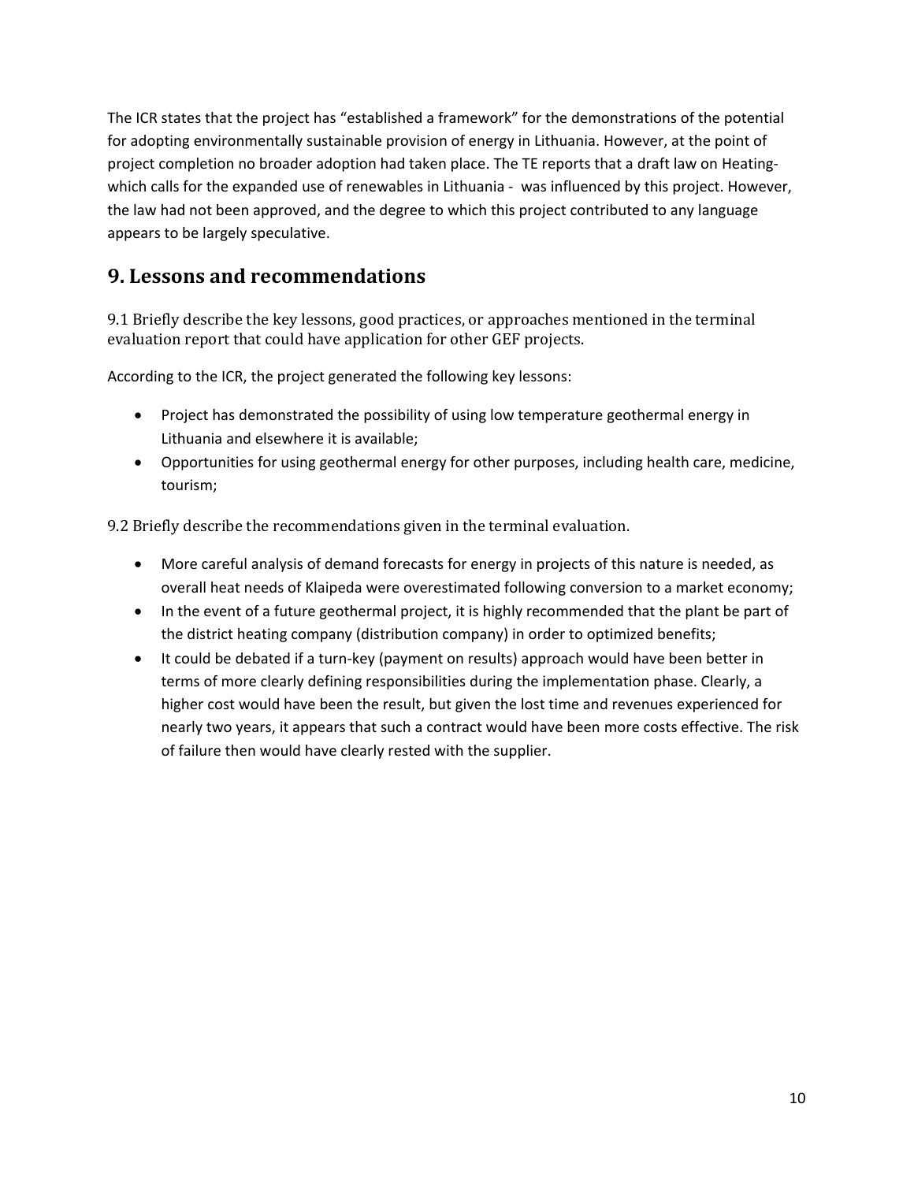The ICR states that the project has "established a framework" for the demonstrations of the potential for adopting environmentally sustainable provision of energy in Lithuania. However, at the point of project completion no broader adoption had taken place. The TE reports that a draft law on Heating- which calls for the expanded use of renewables in Lithuania - was influenced by this project. However, the law had not been approved, and the degree to which this project contributed to any language appears to be largely speculative.

# 9. Lessons and recommendations

9.1 Briefly describe the key lessons, good practices, or approaches mentioned in the terminal evaluation report that could have application for other GEF projects.

According to the ICR, the project generated the following key lessons:

- Project has demonstrated the possibility of using low temperature geothermal energy in Lithuania and elsewhere it is available;
- Opportunities for using geothermal energy for other purposes, including health care, medicine, tourism;

9.2 Briefly describe the recommendations given in the terminal evaluation.

- More careful analysis of demand forecasts for energy in projects of this nature is needed, as overall heat needs of Klaipeda were overestimated following conversion to a market economy;
- In the event of a future geothermal project, it is highly recommended that the plant be part of the district heating company (distribution company) in order to optimized benefits;
- It could be debated if a turn-key (payment on results) approach would have been better in terms of more clearly defining responsibilities during the implementation phase. Clearly, a higher cost would have been the result, but given the lost time and revenues experienced for nearly two years, it appears that such a contract would have been more costs effective. The risk of failure then would have clearly rested with the supplier.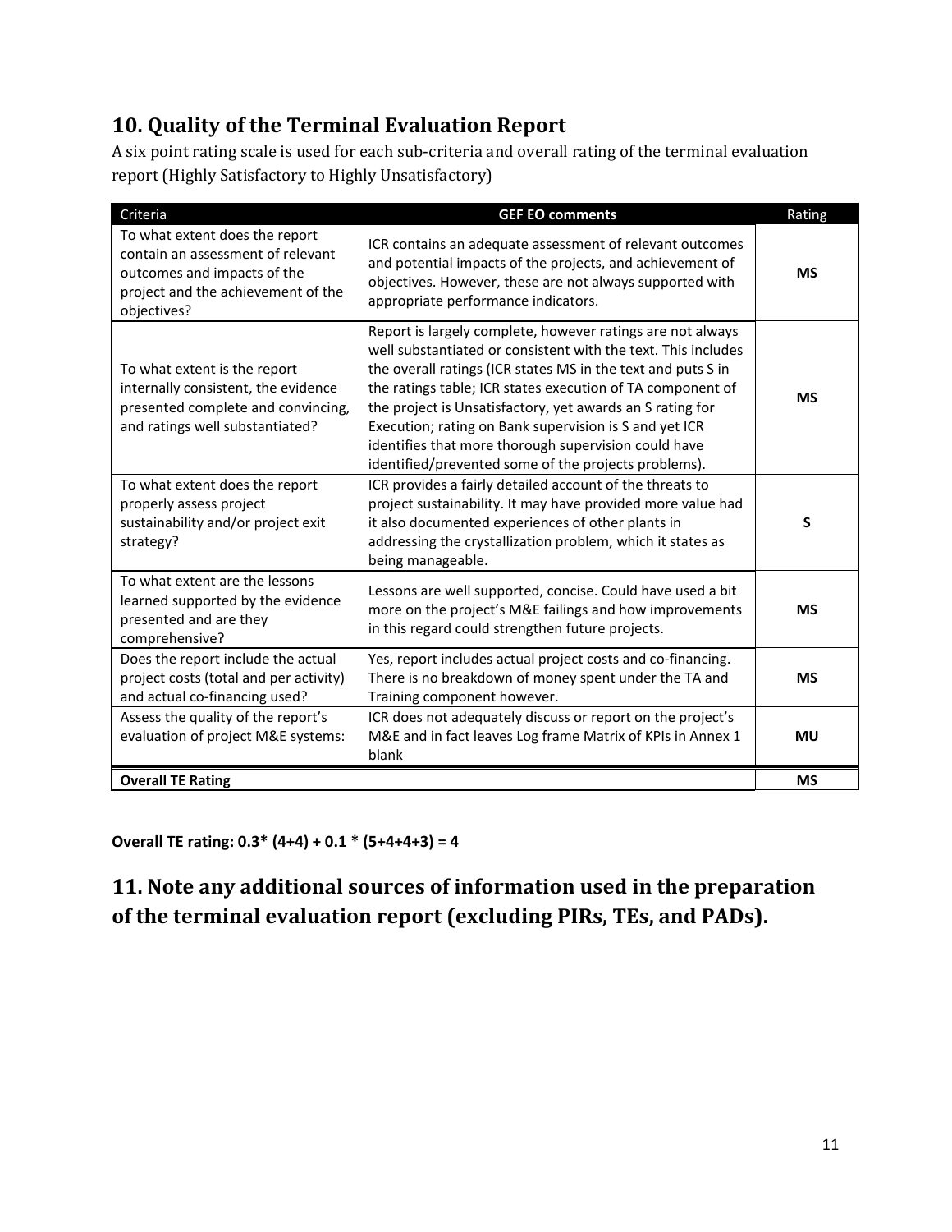## 10. Quality of the Terminal Evaluation Report

A six point rating scale is used for each sub-criteria and overall rating of the terminal evaluation report (Highly Satisfactory to Highly Unsatisfactory)

| Criteria | GEF EO comments | Rating |
|---|---|---|
| To what extent does the report contain an assessment of relevant outcomes and impacts of the project and the achievement of the objectives? | ICR contains an adequate assessment of relevant outcomes and potential impacts of the projects, and achievement of objectives. However, these are not always supported with appropriate performance indicators. | **MS** |
| To what extent is the report internally consistent, the evidence presented complete and convincing, and ratings well substantiated? | Report is largely complete, however ratings are not always well substantiated or consistent with the text. This includes the overall ratings (ICR states MS in the text and puts S in the ratings table; ICR states execution of TA component of the project is Unsatisfactory, yet awards an S rating for Execution; rating on Bank supervision is S and yet ICR identifies that more thorough supervision could have identified/prevented some of the projects problems). | **MS** |
| To what extent does the report properly assess project sustainability and/or project exit strategy? | ICR provides a fairly detailed account of the threats to project sustainability. It may have provided more value had it also documented experiences of other plants in addressing the crystallization problem, which it states as being manageable. | **S** |
| To what extent are the lessons learned supported by the evidence presented and are they comprehensive? | Lessons are well supported, concise. Could have used a bit more on the project's M&E failings and how improvements in this regard could strengthen future projects. | **MS** |
| Does the report include the actual project costs (total and per activity) and actual co-financing used? | Yes, report includes actual project costs and co-financing. There is no breakdown of money spent under the TA and Training component however. | **MS** |
| Assess the quality of the report's evaluation of project M&E systems: | ICR does not adequately discuss or report on the project's M&E and in fact leaves Log frame Matrix of KPIs in Annex 1 blank | **MU** |
| **Overall TE Rating** | | **MS** |

**Overall TE rating: 0.3* (4+4) + 0.1 * (5+4+4+3) = 4**

## 11. Note any additional sources of information used in the preparation of the terminal evaluation report (excluding PIRs, TEs, and PADs).